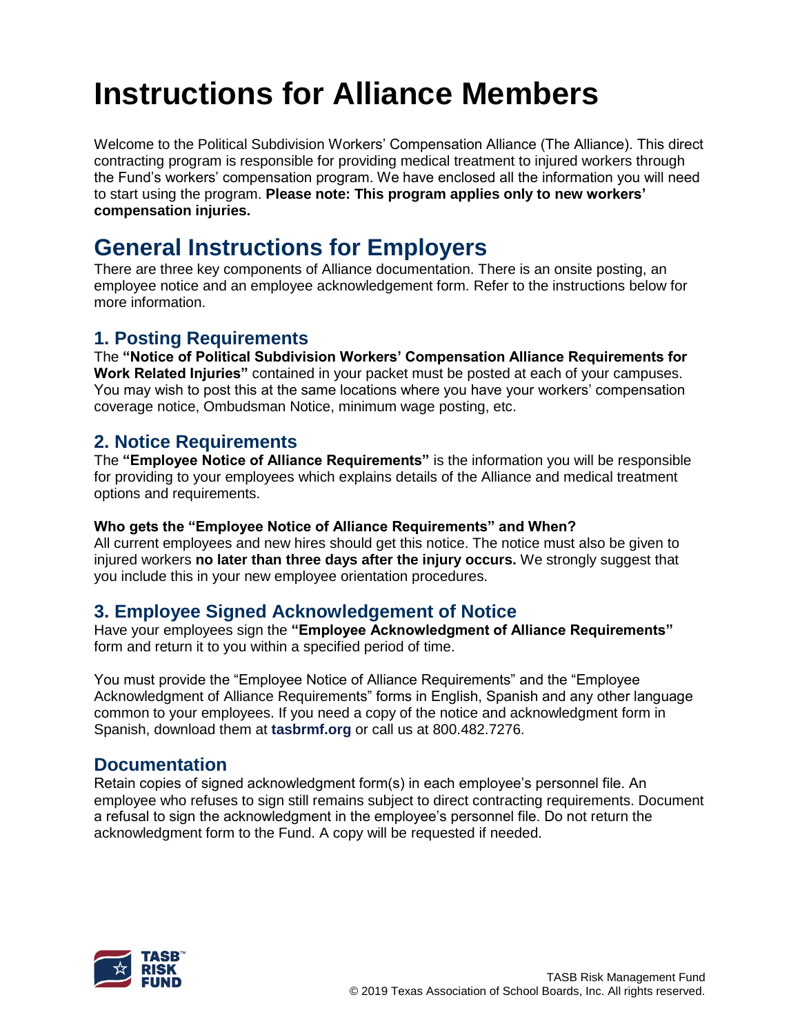# Instructions for Alliance Members

Welcome to the Political Subdivision Workers' Compensation Alliance (The Alliance). This direct contracting program is responsible for providing medical treatment to injured workers through the Fund's workers' compensation program. We have enclosed all the information you will need to start using the program. **Please note: This program applies only to new workers' compensation injuries.**

## General Instructions for Employers

There are three key components of Alliance documentation. There is an onsite posting, an employee notice and an employee acknowledgement form. Refer to the instructions below for more information.

### 1. Posting Requirements

The **"Notice of Political Subdivision Workers' Compensation Alliance Requirements for Work Related Injuries"** contained in your packet must be posted at each of your campuses. You may wish to post this at the same locations where you have your workers' compensation coverage notice, Ombudsman Notice, minimum wage posting, etc.

### 2. Notice Requirements

The **"Employee Notice of Alliance Requirements"** is the information you will be responsible for providing to your employees which explains details of the Alliance and medical treatment options and requirements.

**Who gets the "Employee Notice of Alliance Requirements" and When?**

All current employees and new hires should get this notice. The notice must also be given to injured workers **no later than three days after the injury occurs.** We strongly suggest that you include this in your new employee orientation procedures.

### 3. Employee Signed Acknowledgement of Notice

Have your employees sign the **"Employee Acknowledgment of Alliance Requirements"** form and return it to you within a specified period of time.

You must provide the "Employee Notice of Alliance Requirements" and the "Employee Acknowledgment of Alliance Requirements" forms in English, Spanish and any other language common to your employees. If you need a copy of the notice and acknowledgment form in Spanish, download them at **tasbrmf.org** or call us at 800.482.7276.

### Documentation

Retain copies of signed acknowledgment form(s) in each employee's personnel file. An employee who refuses to sign still remains subject to direct contracting requirements. Document a refusal to sign the acknowledgment in the employee's personnel file. Do not return the acknowledgment form to the Fund. A copy will be requested if needed.

TASB Risk Management Fund
© 2019 Texas Association of School Boards, Inc. All rights reserved.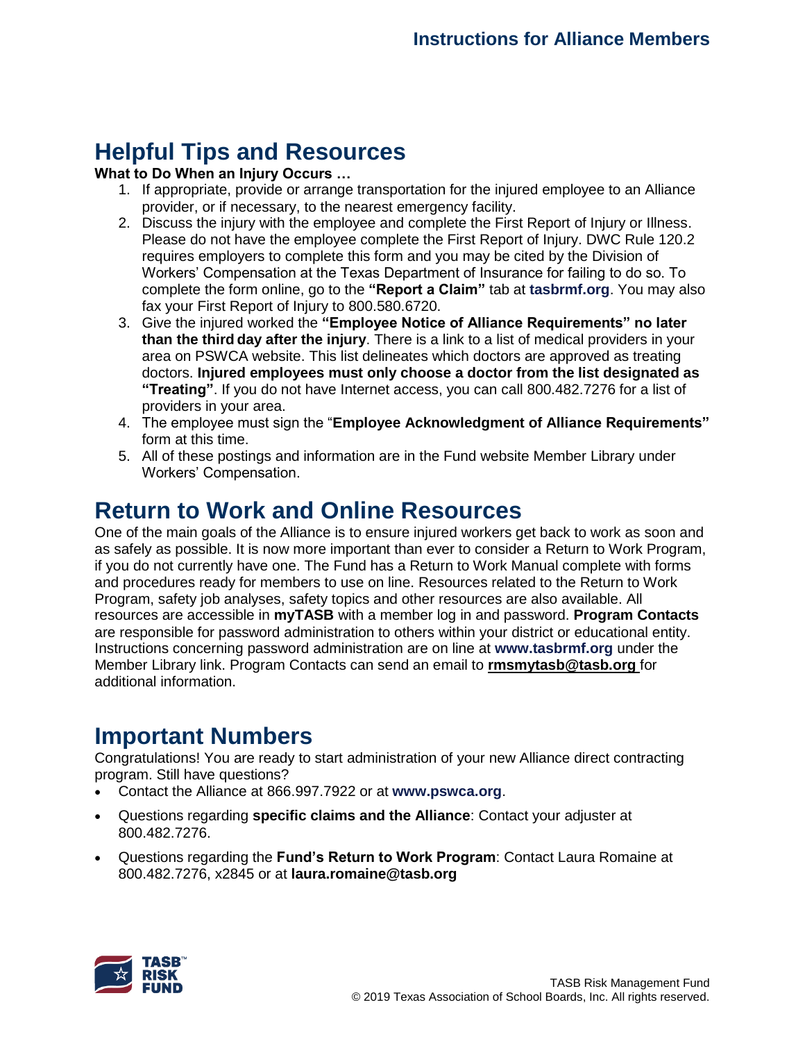## Helpful Tips and Resources

**What to Do When an Injury Occurs …**

1. If appropriate, provide or arrange transportation for the injured employee to an Alliance provider, or if necessary, to the nearest emergency facility.
2. Discuss the injury with the employee and complete the First Report of Injury or Illness. Please do not have the employee complete the First Report of Injury. DWC Rule 120.2 requires employers to complete this form and you may be cited by the Division of Workers' Compensation at the Texas Department of Insurance for failing to do so. To complete the form online, go to the **"Report a Claim"** tab at **tasbrmf.org**. You may also fax your First Report of Injury to 800.580.6720.
3. Give the injured worked the **"Employee Notice of Alliance Requirements" no later than the third day after the injury**. There is a link to a list of medical providers in your area on PSWCA website. This list delineates which doctors are approved as treating doctors. **Injured employees must only choose a doctor from the list designated as "Treating"**. If you do not have Internet access, you can call 800.482.7276 for a list of providers in your area.
4. The employee must sign the "**Employee Acknowledgment of Alliance Requirements"** form at this time.
5. All of these postings and information are in the Fund website Member Library under Workers' Compensation.

## Return to Work and Online Resources

One of the main goals of the Alliance is to ensure injured workers get back to work as soon and as safely as possible. It is now more important than ever to consider a Return to Work Program, if you do not currently have one. The Fund has a Return to Work Manual complete with forms and procedures ready for members to use on line. Resources related to the Return to Work Program, safety job analyses, safety topics and other resources are also available. All resources are accessible in **myTASB** with a member log in and password. **Program Contacts** are responsible for password administration to others within your district or educational entity. Instructions concerning password administration are on line at **www.tasbrmf.org** under the Member Library link. Program Contacts can send an email to **rmsmytasb@tasb.org** for additional information.

## Important Numbers

Congratulations! You are ready to start administration of your new Alliance direct contracting program. Still have questions?

- Contact the Alliance at 866.997.7922 or at **www.pswca.org**.
- Questions regarding **specific claims and the Alliance**: Contact your adjuster at 800.482.7276.
- Questions regarding the **Fund's Return to Work Program**: Contact Laura Romaine at 800.482.7276, x2845 or at **laura.romaine@tasb.org**

TASB Risk Management Fund
© 2019 Texas Association of School Boards, Inc. All rights reserved.